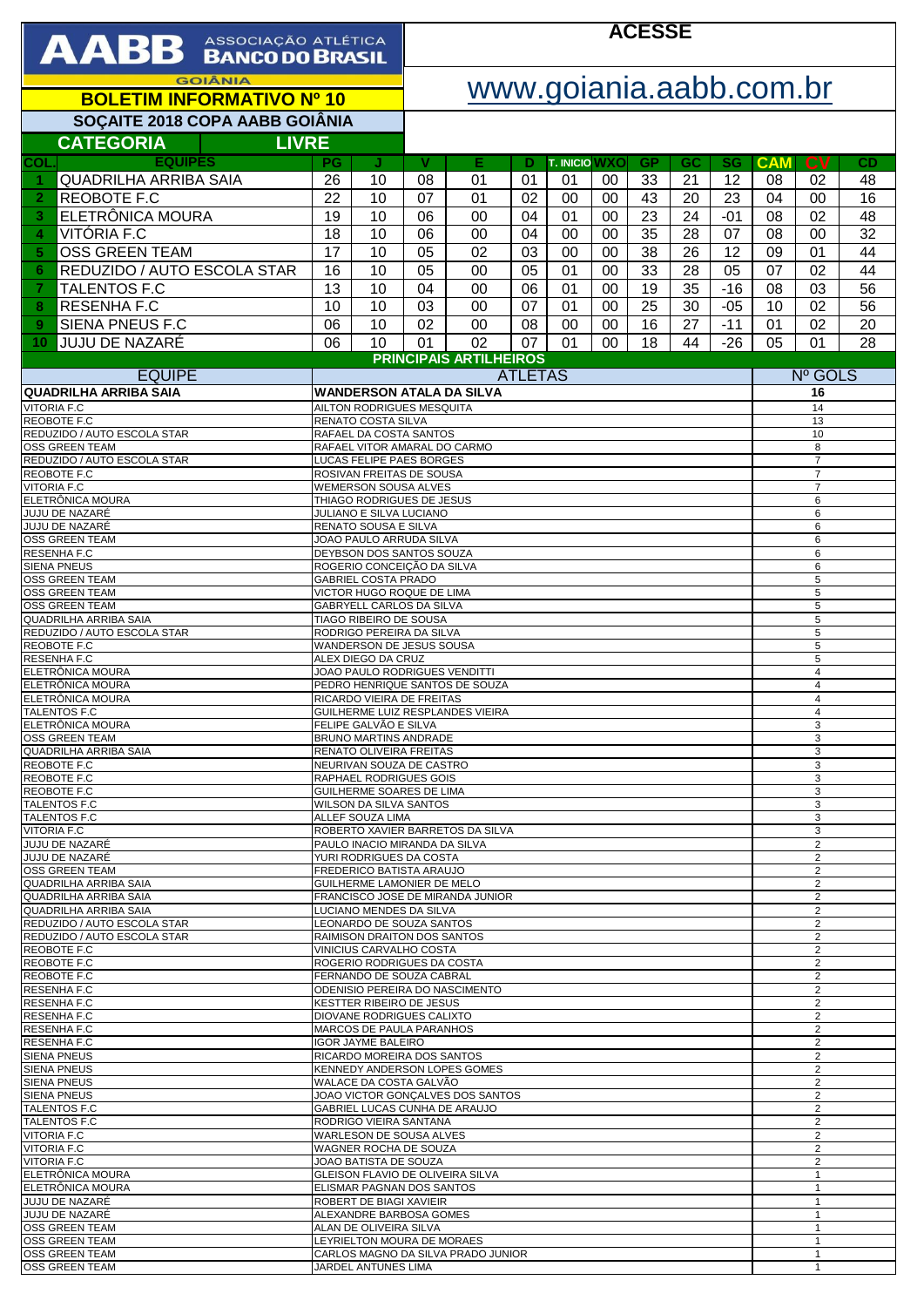# AABB ASSOCIAÇÃO ATLÉTICA BANCO DO BRASIL

GOIÂNIA

## BOLETIM INFORMATIVO Nº 10

**ACESSE**

www.goiania.aabb.com.br

## SOÇAITE 2018 COPA AABB GOIÂNIA

**CATEGORIA LIVRE**

| COL. | EQUIPES | PG | J | V | E | D | T. INICIO | WXO | GP | GC | SG | CAM | CV | CD |
|---|---|---|---|---|---|---|---|---|---|---|---|---|---|---|
| 1 | QUADRILHA ARRIBA SAIA | 26 | 10 | 08 | 01 | 01 | 01 | 00 | 33 | 21 | 12 | 08 | 02 | 48 |
| 2 | REOBOTE F.C | 22 | 10 | 07 | 01 | 02 | 00 | 00 | 43 | 20 | 23 | 04 | 00 | 16 |
| 3 | ELETRÔNICA MOURA | 19 | 10 | 06 | 00 | 04 | 01 | 00 | 23 | 24 | -01 | 08 | 02 | 48 |
| 4 | VITÓRIA F.C | 18 | 10 | 06 | 00 | 04 | 00 | 00 | 35 | 28 | 07 | 08 | 00 | 32 |
| 5 | OSS GREEN TEAM | 17 | 10 | 05 | 02 | 03 | 00 | 00 | 38 | 26 | 12 | 09 | 01 | 44 |
| 6 | REDUZIDO / AUTO ESCOLA STAR | 16 | 10 | 05 | 00 | 05 | 01 | 00 | 33 | 28 | 05 | 07 | 02 | 44 |
| 7 | TALENTOS F.C | 13 | 10 | 04 | 00 | 06 | 01 | 00 | 19 | 35 | -16 | 08 | 03 | 56 |
| 8 | RESENHA F.C | 10 | 10 | 03 | 00 | 07 | 01 | 00 | 25 | 30 | -05 | 10 | 02 | 56 |
| 9 | SIENA PNEUS F.C | 06 | 10 | 02 | 00 | 08 | 00 | 00 | 16 | 27 | -11 | 01 | 02 | 20 |
| 10 | JUJU DE NAZARÉ | 06 | 10 | 01 | 02 | 07 | 01 | 00 | 18 | 44 | -26 | 05 | 01 | 28 |

## PRINCIPAIS ARTILHEIROS

| EQUIPE | ATLETAS | Nº GOLS |
|---|---|---|
| **QUADRILHA ARRIBA SAIA** | **WANDERSON ATALA DA SILVA** | **16** |
| VITORIA F.C | AILTON RODRIGUES MESQUITA | 14 |
| REOBOTE F.C | RENATO COSTA SILVA | 13 |
| REDUZIDO / AUTO ESCOLA STAR | RAFAEL DA COSTA SANTOS | 10 |
| OSS GREEN TEAM | RAFAEL VITOR AMARAL DO CARMO | 8 |
| REDUZIDO / AUTO ESCOLA STAR | LUCAS FELIPE PAES BORGES | 7 |
| REOBOTE F.C | ROSIVAN FREITAS DE SOUSA | 7 |
| VITORIA F.C | WEMERSON SOUSA ALVES | 7 |
| ELETRÔNICA MOURA | THIAGO RODRIGUES DE JESUS | 6 |
| JUJU DE NAZARÉ | JULIANO E SILVA LUCIANO | 6 |
| JUJU DE NAZARÉ | RENATO SOUSA E SILVA | 6 |
| OSS GREEN TEAM | JOAO PAULO ARRUDA SILVA | 6 |
| RESENHA F.C | DEYBSON DOS SANTOS SOUZA | 6 |
| SIENA PNEUS | ROGERIO CONCEIÇÃO DA SILVA | 6 |
| OSS GREEN TEAM | GABRIEL COSTA PRADO | 5 |
| OSS GREEN TEAM | VICTOR HUGO ROQUE DE LIMA | 5 |
| OSS GREEN TEAM | GABRYELL CARLOS DA SILVA | 5 |
| QUADRILHA ARRIBA SAIA | TIAGO RIBEIRO DE SOUSA | 5 |
| REDUZIDO / AUTO ESCOLA STAR | RODRIGO PEREIRA DA SILVA | 5 |
| REOBOTE F.C | WANDERSON DE JESUS SOUSA | 5 |
| RESENHA F.C | ALEX DIEGO DA CRUZ | 5 |
| ELETRÔNICA MOURA | JOAO PAULO RODRIGUES VENDITTI | 4 |
| ELETRÔNICA MOURA | PEDRO HENRIQUE SANTOS DE SOUZA | 4 |
| ELETRÔNICA MOURA | RICARDO VIEIRA DE FREITAS | 4 |
| TALENTOS F.C | GUILHERME LUIZ RESPLANDES VIEIRA | 4 |
| ELETRÔNICA MOURA | FELIPE GALVÃO E SILVA | 3 |
| OSS GREEN TEAM | BRUNO MARTINS ANDRADE | 3 |
| QUADRILHA ARRIBA SAIA | RENATO OLIVEIRA FREITAS | 3 |
| REOBOTE F.C | NEURIVAN SOUZA DE CASTRO | 3 |
| REOBOTE F.C | RAPHAEL RODRIGUES GOIS | 3 |
| REOBOTE F.C | GUILHERME SOARES DE LIMA | 3 |
| TALENTOS F.C | WILSON DA SILVA SANTOS | 3 |
| TALENTOS F.C | ALLEF SOUZA LIMA | 3 |
| VITORIA F.C | ROBERTO XAVIER BARRETOS DA SILVA | 3 |
| JUJU DE NAZARÉ | PAULO INACIO MIRANDA DA SILVA | 2 |
| JUJU DE NAZARÉ | YURI RODRIGUES DA COSTA | 2 |
| OSS GREEN TEAM | FREDERICO BATISTA ARAUJO | 2 |
| QUADRILHA ARRIBA SAIA | GUILHERME LAMONIER DE MELO | 2 |
| QUADRILHA ARRIBA SAIA | FRANCISCO JOSE DE MIRANDA JUNIOR | 2 |
| QUADRILHA ARRIBA SAIA | LUCIANO MENDES DA SILVA | 2 |
| REDUZIDO / AUTO ESCOLA STAR | LEONARDO DE SOUZA SANTOS | 2 |
| REDUZIDO / AUTO ESCOLA STAR | RAIMISON DRAITON DOS SANTOS | 2 |
| REOBOTE F.C | VINICIUS CARVALHO COSTA | 2 |
| REOBOTE F.C | ROGERIO RODRIGUES DA COSTA | 2 |
| REOBOTE F.C | FERNANDO DE SOUZA CABRAL | 2 |
| RESENHA F.C | ODENISIO PEREIRA DO NASCIMENTO | 2 |
| RESENHA F.C | KESTTER RIBEIRO DE JESUS | 2 |
| RESENHA F.C | DIOVANE RODRIGUES CALIXTO | 2 |
| RESENHA F.C | MARCOS DE PAULA PARANHOS | 2 |
| RESENHA F.C | IGOR JAYME BALEIRO | 2 |
| SIENA PNEUS | RICARDO MOREIRA DOS SANTOS | 2 |
| SIENA PNEUS | KENNEDY ANDERSON LOPES GOMES | 2 |
| SIENA PNEUS | WALACE DA COSTA GALVÃO | 2 |
| SIENA PNEUS | JOAO VICTOR GONÇALVES DOS SANTOS | 2 |
| TALENTOS F.C | GABRIEL LUCAS CUNHA DE ARAUJO | 2 |
| TALENTOS F.C | RODRIGO VIEIRA SANTANA | 2 |
| VITORIA F.C | WARLESON DE SOUSA ALVES | 2 |
| VITORIA F.C | WAGNER ROCHA DE SOUZA | 2 |
| VITORIA F.C | JOAO BATISTA DE SOUZA | 2 |
| ELETRÔNICA MOURA | GLEISON FLAVIO DE OLIVEIRA SILVA | 1 |
| ELETRÔNICA MOURA | ELISMAR PAGNAN DOS SANTOS | 1 |
| JUJU DE NAZARÉ | ROBERT DE BIAGI XAVIEIR | 1 |
| JUJU DE NAZARÉ | ALEXANDRE BARBOSA GOMES | 1 |
| OSS GREEN TEAM | ALAN DE OLIVEIRA SILVA | 1 |
| OSS GREEN TEAM | LEYRIELTON MOURA DE MORAES | 1 |
| OSS GREEN TEAM | CARLOS MAGNO DA SILVA PRADO JUNIOR | 1 |
| OSS GREEN TEAM | JARDEL ANTUNES LIMA | 1 |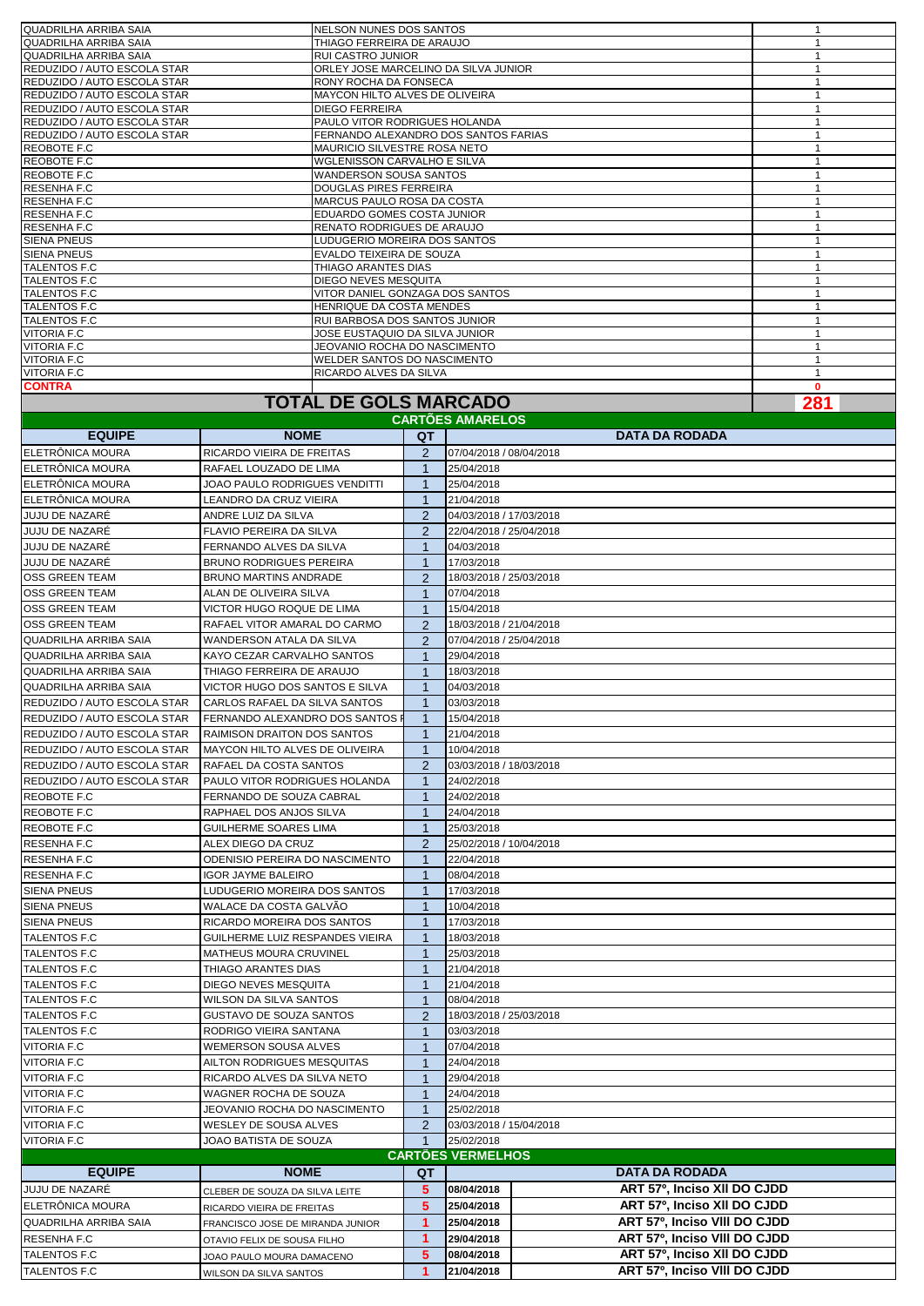| | | |
|---|---|---|
| QUADRILHA ARRIBA SAIA | NELSON NUNES DOS SANTOS | 1 |
| QUADRILHA ARRIBA SAIA | THIAGO FERREIRA DE ARAUJO | 1 |
| QUADRILHA ARRIBA SAIA | RUI CASTRO JUNIOR | 1 |
| REDUZIDO / AUTO ESCOLA STAR | ORLEY JOSE MARCELINO DA SILVA JUNIOR | 1 |
| REDUZIDO / AUTO ESCOLA STAR | RONY ROCHA DA FONSECA | 1 |
| REDUZIDO / AUTO ESCOLA STAR | MAYCON HILTO ALVES DE OLIVEIRA | 1 |
| REDUZIDO / AUTO ESCOLA STAR | DIEGO FERREIRA | 1 |
| REDUZIDO / AUTO ESCOLA STAR | PAULO VITOR RODRIGUES HOLANDA | 1 |
| REDUZIDO / AUTO ESCOLA STAR | FERNANDO ALEXANDRO DOS SANTOS FARIAS | 1 |
| REOBOTE F.C | MAURICIO SILVESTRE ROSA NETO | 1 |
| REOBOTE F.C | WGLENISSON CARVALHO E SILVA | 1 |
| REOBOTE F.C | WANDERSON SOUSA SANTOS | 1 |
| RESENHA F.C | DOUGLAS PIRES FERREIRA | 1 |
| RESENHA F.C | MARCUS PAULO ROSA DA COSTA | 1 |
| RESENHA F.C | EDUARDO GOMES COSTA JUNIOR | 1 |
| RESENHA F.C | RENATO RODRIGUES DE ARAUJO | 1 |
| SIENA PNEUS | LUDUGERIO MOREIRA DOS SANTOS | 1 |
| SIENA PNEUS | EVALDO TEIXEIRA DE SOUZA | 1 |
| TALENTOS F.C | THIAGO ARANTES DIAS | 1 |
| TALENTOS F.C | DIEGO NEVES MESQUITA | 1 |
| TALENTOS F.C | VITOR DANIEL GONZAGA DOS SANTOS | 1 |
| TALENTOS F.C | HENRIQUE DA COSTA MENDES | 1 |
| TALENTOS F.C | RUI BARBOSA DOS SANTOS JUNIOR | 1 |
| VITORIA F.C | JOSE EUSTAQUIO DA SILVA JUNIOR | 1 |
| VITORIA F.C | JEOVANIO ROCHA DO NASCIMENTO | 1 |
| VITORIA F.C | WELDER SANTOS DO NASCIMENTO | 1 |
| VITORIA F.C | RICARDO ALVES DA SILVA | 1 |
| **CONTRA** | | **0** |
| **TOTAL DE GOLS MARCADO** | | **281** |

## CARTÕES AMARELOS

| EQUIPE | NOME | QT | DATA DA RODADA |
|---|---|---|---|
| ELETRÔNICA MOURA | RICARDO VIEIRA DE FREITAS | 2 | 07/04/2018 / 08/04/2018 |
| ELETRÔNICA MOURA | RAFAEL LOUZADO DE LIMA | 1 | 25/04/2018 |
| ELETRÔNICA MOURA | JOAO PAULO RODRIGUES VENDITTI | 1 | 25/04/2018 |
| ELETRÔNICA MOURA | LEANDRO DA CRUZ VIEIRA | 1 | 21/04/2018 |
| JUJU DE NAZARÉ | ANDRE LUIZ DA SILVA | 2 | 04/03/2018 / 17/03/2018 |
| JUJU DE NAZARÉ | FLAVIO PEREIRA DA SILVA | 2 | 22/04/2018 / 25/04/2018 |
| JUJU DE NAZARÉ | FERNANDO ALVES DA SILVA | 1 | 04/03/2018 |
| JUJU DE NAZARÉ | BRUNO RODRIGUES PEREIRA | 1 | 17/03/2018 |
| OSS GREEN TEAM | BRUNO MARTINS ANDRADE | 2 | 18/03/2018 / 25/03/2018 |
| OSS GREEN TEAM | ALAN DE OLIVEIRA SILVA | 1 | 07/04/2018 |
| OSS GREEN TEAM | VICTOR HUGO ROQUE DE LIMA | 1 | 15/04/2018 |
| OSS GREEN TEAM | RAFAEL VITOR AMARAL DO CARMO | 2 | 18/03/2018 / 21/04/2018 |
| QUADRILHA ARRIBA SAIA | WANDERSON ATALA DA SILVA | 2 | 07/04/2018 / 25/04/2018 |
| QUADRILHA ARRIBA SAIA | KAYO CEZAR CARVALHO SANTOS | 1 | 29/04/2018 |
| QUADRILHA ARRIBA SAIA | THIAGO FERREIRA DE ARAUJO | 1 | 18/03/2018 |
| QUADRILHA ARRIBA SAIA | VICTOR HUGO DOS SANTOS E SILVA | 1 | 04/03/2018 |
| REDUZIDO / AUTO ESCOLA STAR | CARLOS RAFAEL DA SILVA SANTOS | 1 | 03/03/2018 |
| REDUZIDO / AUTO ESCOLA STAR | FERNANDO ALEXANDRO DOS SANTOS F | 1 | 15/04/2018 |
| REDUZIDO / AUTO ESCOLA STAR | RAIMISON DRAITON DOS SANTOS | 1 | 21/04/2018 |
| REDUZIDO / AUTO ESCOLA STAR | MAYCON HILTO ALVES DE OLIVEIRA | 1 | 10/04/2018 |
| REDUZIDO / AUTO ESCOLA STAR | RAFAEL DA COSTA SANTOS | 2 | 03/03/2018 / 18/03/2018 |
| REDUZIDO / AUTO ESCOLA STAR | PAULO VITOR RODRIGUES HOLANDA | 1 | 24/02/2018 |
| REOBOTE F.C | FERNANDO DE SOUZA CABRAL | 1 | 24/02/2018 |
| REOBOTE F.C | RAPHAEL DOS ANJOS SILVA | 1 | 24/04/2018 |
| REOBOTE F.C | GUILHERME SOARES LIMA | 1 | 25/03/2018 |
| RESENHA F.C | ALEX DIEGO DA CRUZ | 2 | 25/02/2018 / 10/04/2018 |
| RESENHA F.C | ODENISIO PEREIRA DO NASCIMENTO | 1 | 22/04/2018 |
| RESENHA F.C | IGOR JAYME BALEIRO | 1 | 08/04/2018 |
| SIENA PNEUS | LUDUGERIO MOREIRA DOS SANTOS | 1 | 17/03/2018 |
| SIENA PNEUS | WALACE DA COSTA GALVÃO | 1 | 10/04/2018 |
| SIENA PNEUS | RICARDO MOREIRA DOS SANTOS | 1 | 17/03/2018 |
| TALENTOS F.C | GUILHERME LUIZ RESPANDES VIEIRA | 1 | 18/03/2018 |
| TALENTOS F.C | MATHEUS MOURA CRUVINEL | 1 | 25/03/2018 |
| TALENTOS F.C | THIAGO ARANTES DIAS | 1 | 21/04/2018 |
| TALENTOS F.C | DIEGO NEVES MESQUITA | 1 | 21/04/2018 |
| TALENTOS F.C | WILSON DA SILVA SANTOS | 1 | 08/04/2018 |
| TALENTOS F.C | GUSTAVO DE SOUZA SANTOS | 2 | 18/03/2018 / 25/03/2018 |
| TALENTOS F.C | RODRIGO VIEIRA SANTANA | 1 | 03/03/2018 |
| VITORIA F.C | WEMERSON SOUSA ALVES | 1 | 07/04/2018 |
| VITORIA F.C | AILTON RODRIGUES MESQUITAS | 1 | 24/04/2018 |
| VITORIA F.C | RICARDO ALVES DA SILVA NETO | 1 | 29/04/2018 |
| VITORIA F.C | WAGNER ROCHA DE SOUZA | 1 | 24/04/2018 |
| VITORIA F.C | JEOVANIO ROCHA DO NASCIMENTO | 1 | 25/02/2018 |
| VITORIA F.C | WESLEY DE SOUSA ALVES | 2 | 03/03/2018 / 15/04/2018 |
| VITORIA F.C | JOAO BATISTA DE SOUZA | 1 | 25/02/2018 |

## CARTÕES VERMELHOS

| EQUIPE | NOME | QT | DATA DA RODADA | |
|---|---|---|---|---|
| JUJU DE NAZARÉ | CLEBER DE SOUZA DA SILVA LEITE | 5 | 08/04/2018 | ART 57º, Inciso XII DO CJDD |
| ELETRÔNICA MOURA | RICARDO VIEIRA DE FREITAS | 5 | 25/04/2018 | ART 57º, Inciso XII DO CJDD |
| QUADRILHA ARRIBA SAIA | FRANCISCO JOSE DE MIRANDA JUNIOR | 1 | 25/04/2018 | ART 57º, Inciso VIII DO CJDD |
| RESENHA F.C | OTAVIO FELIX DE SOUSA FILHO | 1 | 29/04/2018 | ART 57º, Inciso VIII DO CJDD |
| TALENTOS F.C | JOAO PAULO MOURA DAMACENO | 5 | 08/04/2018 | ART 57º, Inciso XII DO CJDD |
| TALENTOS F.C | WILSON DA SILVA SANTOS | 1 | 21/04/2018 | ART 57º, Inciso VIII DO CJDD |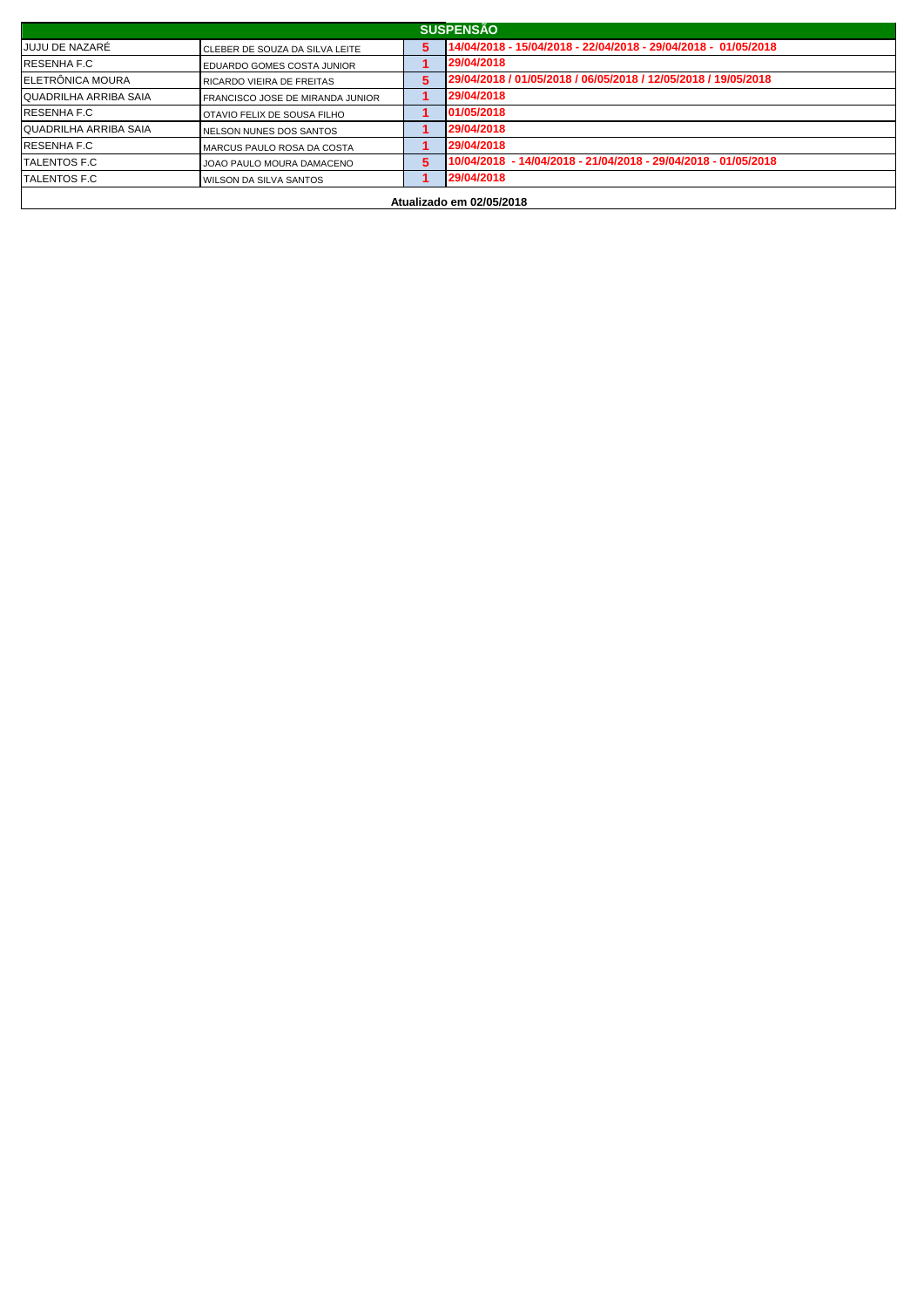| SUSPENSÃO | | | |
|---|---|---|---|
| JUJU DE NAZARÉ | CLEBER DE SOUZA DA SILVA LEITE | 5 | 14/04/2018 - 15/04/2018 - 22/04/2018 - 29/04/2018 - 01/05/2018 |
| RESENHA F.C | EDUARDO GOMES COSTA JUNIOR | 1 | 29/04/2018 |
| ELETRÔNICA MOURA | RICARDO VIEIRA DE FREITAS | 5 | 29/04/2018 / 01/05/2018 / 06/05/2018 / 12/05/2018 / 19/05/2018 |
| QUADRILHA ARRIBA SAIA | FRANCISCO JOSE DE MIRANDA JUNIOR | 1 | 29/04/2018 |
| RESENHA F.C | OTAVIO FELIX DE SOUSA FILHO | 1 | 01/05/2018 |
| QUADRILHA ARRIBA SAIA | NELSON NUNES DOS SANTOS | 1 | 29/04/2018 |
| RESENHA F.C | MARCUS PAULO ROSA DA COSTA | 1 | 29/04/2018 |
| TALENTOS F.C | JOAO PAULO MOURA DAMACENO | 5 | 10/04/2018 - 14/04/2018 - 21/04/2018 - 29/04/2018 - 01/05/2018 |
| TALENTOS F.C | WILSON DA SILVA SANTOS | 1 | 29/04/2018 |

**Atualizado em 02/05/2018**